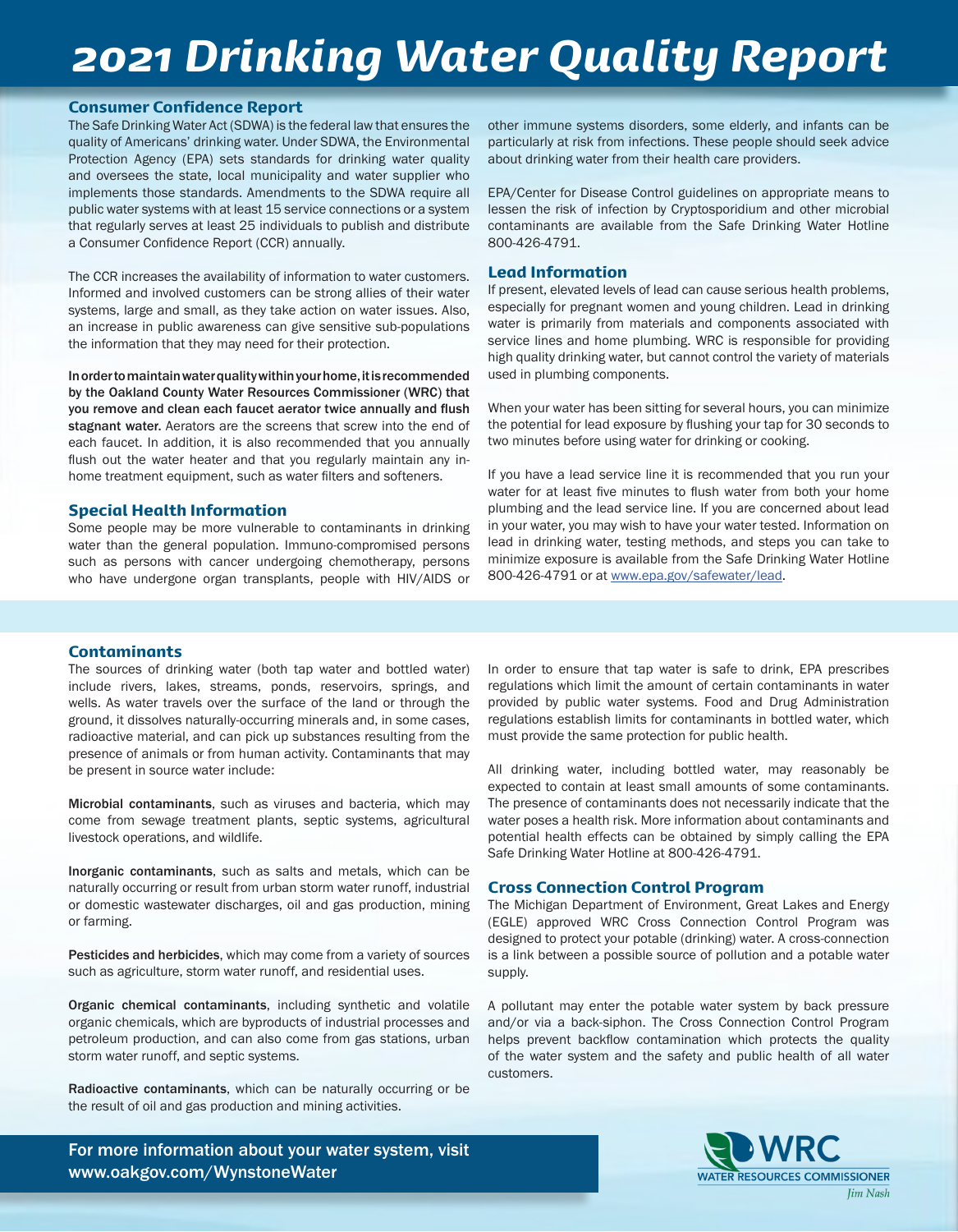# 2021 Drinking Water Quality Report

## Consumer Confidence Report

The Safe Drinking Water Act (SDWA) is the federal law that ensures the quality of Americans' drinking water. Under SDWA, the Environmental Protection Agency (EPA) sets standards for drinking water quality and oversees the state, local municipality and water supplier who implements those standards. Amendments to the SDWA require all public water systems with at least 15 service connections or a system that regularly serves at least 25 individuals to publish and distribute a Consumer Confidence Report (CCR) annually.

The CCR increases the availability of information to water customers. Informed and involved customers can be strong allies of their water systems, large and small, as they take action on water issues. Also, an increase in public awareness can give sensitive sub-populations the information that they may need for their protection.

**In order to maintain water quality within your home, it is recommended by the Oakland County Water Resources Commissioner (WRC) that you remove and clean each faucet aerator twice annually and flush stagnant water.** Aerators are the screens that screw into the end of each faucet. In addition, it is also recommended that you annually flush out the water heater and that you regularly maintain any in-home treatment equipment, such as water filters and softeners.

## Special Health Information

Some people may be more vulnerable to contaminants in drinking water than the general population. Immuno-compromised persons such as persons with cancer undergoing chemotherapy, persons who have undergone organ transplants, people with HIV/AIDS or other immune systems disorders, some elderly, and infants can be particularly at risk from infections. These people should seek advice about drinking water from their health care providers.

EPA/Center for Disease Control guidelines on appropriate means to lessen the risk of infection by Cryptosporidium and other microbial contaminants are available from the Safe Drinking Water Hotline 800-426-4791.

## Lead Information

If present, elevated levels of lead can cause serious health problems, especially for pregnant women and young children. Lead in drinking water is primarily from materials and components associated with service lines and home plumbing. WRC is responsible for providing high quality drinking water, but cannot control the variety of materials used in plumbing components.

When your water has been sitting for several hours, you can minimize the potential for lead exposure by flushing your tap for 30 seconds to two minutes before using water for drinking or cooking.

If you have a lead service line it is recommended that you run your water for at least five minutes to flush water from both your home plumbing and the lead service line. If you are concerned about lead in your water, you may wish to have your water tested. Information on lead in drinking water, testing methods, and steps you can take to minimize exposure is available from the Safe Drinking Water Hotline 800-426-4791 or at www.epa.gov/safewater/lead.

## Contaminants

The sources of drinking water (both tap water and bottled water) include rivers, lakes, streams, ponds, reservoirs, springs, and wells. As water travels over the surface of the land or through the ground, it dissolves naturally-occurring minerals and, in some cases, radioactive material, and can pick up substances resulting from the presence of animals or from human activity. Contaminants that may be present in source water include:

**Microbial contaminants**, such as viruses and bacteria, which may come from sewage treatment plants, septic systems, agricultural livestock operations, and wildlife.

**Inorganic contaminants**, such as salts and metals, which can be naturally occurring or result from urban storm water runoff, industrial or domestic wastewater discharges, oil and gas production, mining or farming.

**Pesticides and herbicides**, which may come from a variety of sources such as agriculture, storm water runoff, and residential uses.

**Organic chemical contaminants**, including synthetic and volatile organic chemicals, which are byproducts of industrial processes and petroleum production, and can also come from gas stations, urban storm water runoff, and septic systems.

**Radioactive contaminants**, which can be naturally occurring or be the result of oil and gas production and mining activities.

In order to ensure that tap water is safe to drink, EPA prescribes regulations which limit the amount of certain contaminants in water provided by public water systems. Food and Drug Administration regulations establish limits for contaminants in bottled water, which must provide the same protection for public health.

All drinking water, including bottled water, may reasonably be expected to contain at least small amounts of some contaminants. The presence of contaminants does not necessarily indicate that the water poses a health risk. More information about contaminants and potential health effects can be obtained by simply calling the EPA Safe Drinking Water Hotline at 800-426-4791.

## Cross Connection Control Program

The Michigan Department of Environment, Great Lakes and Energy (EGLE) approved WRC Cross Connection Control Program was designed to protect your potable (drinking) water. A cross-connection is a link between a possible source of pollution and a potable water supply.

A pollutant may enter the potable water system by back pressure and/or via a back-siphon. The Cross Connection Control Program helps prevent backflow contamination which protects the quality of the water system and the safety and public health of all water customers.

For more information about your water system, visit www.oakgov.com/WynstoneWater

WRC
WATER RESOURCES COMMISSIONER
*Jim Nash*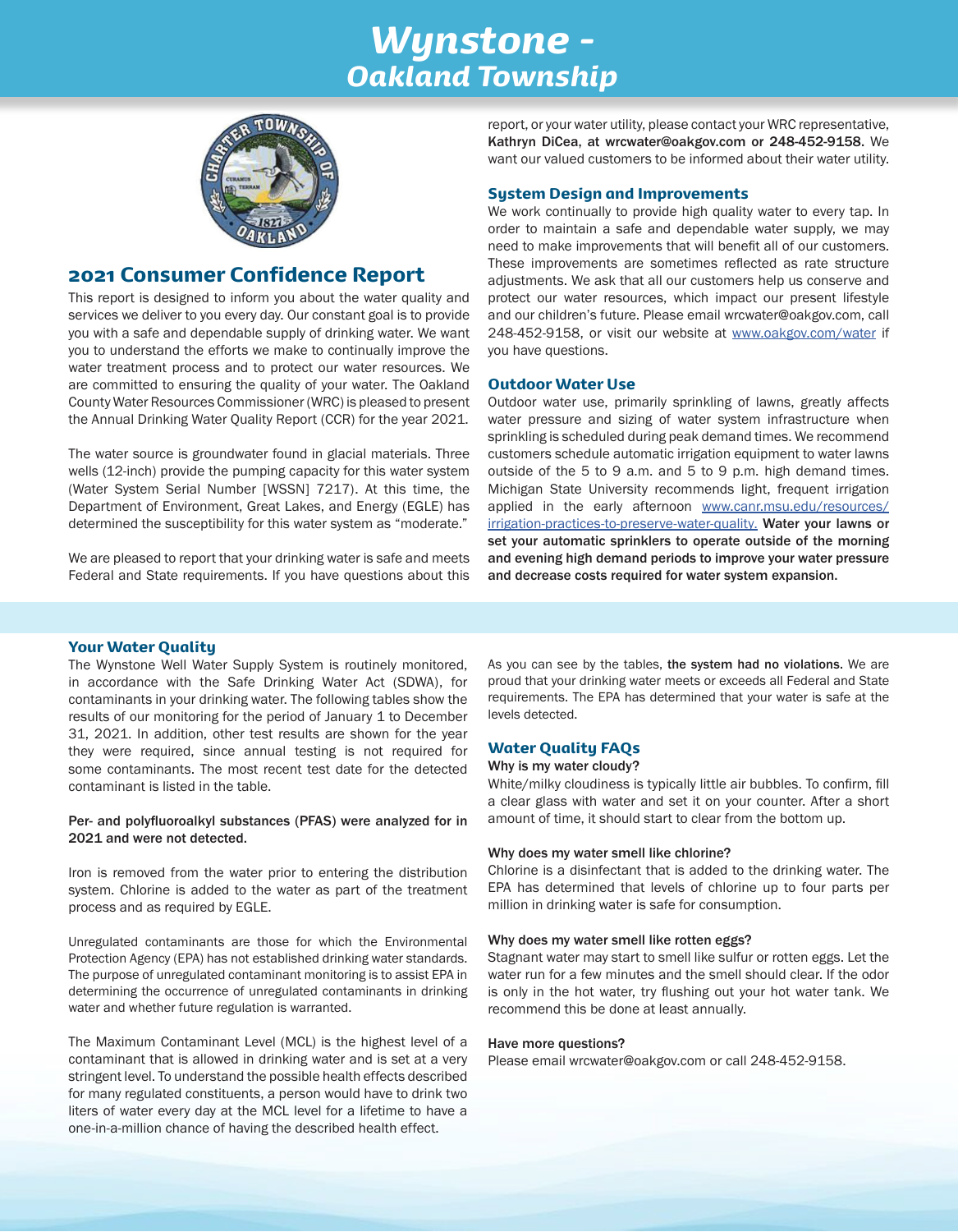# Wynstone - Oakland Township

## 2021 Consumer Confidence Report

This report is designed to inform you about the water quality and services we deliver to you every day. Our constant goal is to provide you with a safe and dependable supply of drinking water. We want you to understand the efforts we make to continually improve the water treatment process and to protect our water resources. We are committed to ensuring the quality of your water. The Oakland County Water Resources Commissioner (WRC) is pleased to present the Annual Drinking Water Quality Report (CCR) for the year 2021.

The water source is groundwater found in glacial materials. Three wells (12-inch) provide the pumping capacity for this water system (Water System Serial Number [WSSN] 7217). At this time, the Department of Environment, Great Lakes, and Energy (EGLE) has determined the susceptibility for this water system as "moderate."

We are pleased to report that your drinking water is safe and meets Federal and State requirements. If you have questions about this report, or your water utility, please contact your WRC representative, **Kathryn DiCea, at wrcwater@oakgov.com or 248-452-9158.** We want our valued customers to be informed about their water utility.

### System Design and Improvements

We work continually to provide high quality water to every tap. In order to maintain a safe and dependable water supply, we may need to make improvements that will benefit all of our customers. These improvements are sometimes reflected as rate structure adjustments. We ask that all our customers help us conserve and protect our water resources, which impact our present lifestyle and our children's future. Please email wrcwater@oakgov.com, call 248-452-9158, or visit our website at www.oakgov.com/water if you have questions.

### Outdoor Water Use

Outdoor water use, primarily sprinkling of lawns, greatly affects water pressure and sizing of water system infrastructure when sprinkling is scheduled during peak demand times. We recommend customers schedule automatic irrigation equipment to water lawns outside of the 5 to 9 a.m. and 5 to 9 p.m. high demand times. Michigan State University recommends light, frequent irrigation applied in the early afternoon www.canr.msu.edu/resources/irrigation-practices-to-preserve-water-quality. **Water your lawns or set your automatic sprinklers to operate outside of the morning and evening high demand periods to improve your water pressure and decrease costs required for water system expansion.**

### Your Water Quality

The Wynstone Well Water Supply System is routinely monitored, in accordance with the Safe Drinking Water Act (SDWA), for contaminants in your drinking water. The following tables show the results of our monitoring for the period of January 1 to December 31, 2021. In addition, other test results are shown for the year they were required, since annual testing is not required for some contaminants. The most recent test date for the detected contaminant is listed in the table.

**Per- and polyfluoroalkyl substances (PFAS) were analyzed for in 2021 and were not detected.**

Iron is removed from the water prior to entering the distribution system. Chlorine is added to the water as part of the treatment process and as required by EGLE.

Unregulated contaminants are those for which the Environmental Protection Agency (EPA) has not established drinking water standards. The purpose of unregulated contaminant monitoring is to assist EPA in determining the occurrence of unregulated contaminants in drinking water and whether future regulation is warranted.

The Maximum Contaminant Level (MCL) is the highest level of a contaminant that is allowed in drinking water and is set at a very stringent level. To understand the possible health effects described for many regulated constituents, a person would have to drink two liters of water every day at the MCL level for a lifetime to have a one-in-a-million chance of having the described health effect.

As you can see by the tables, **the system had no violations.** We are proud that your drinking water meets or exceeds all Federal and State requirements. The EPA has determined that your water is safe at the levels detected.

### Water Quality FAQs

**Why is my water cloudy?**

White/milky cloudiness is typically little air bubbles. To confirm, fill a clear glass with water and set it on your counter. After a short amount of time, it should start to clear from the bottom up.

**Why does my water smell like chlorine?**

Chlorine is a disinfectant that is added to the drinking water. The EPA has determined that levels of chlorine up to four parts per million in drinking water is safe for consumption.

**Why does my water smell like rotten eggs?**

Stagnant water may start to smell like sulfur or rotten eggs. Let the water run for a few minutes and the smell should clear. If the odor is only in the hot water, try flushing out your hot water tank. We recommend this be done at least annually.

**Have more questions?**

Please email wrcwater@oakgov.com or call 248-452-9158.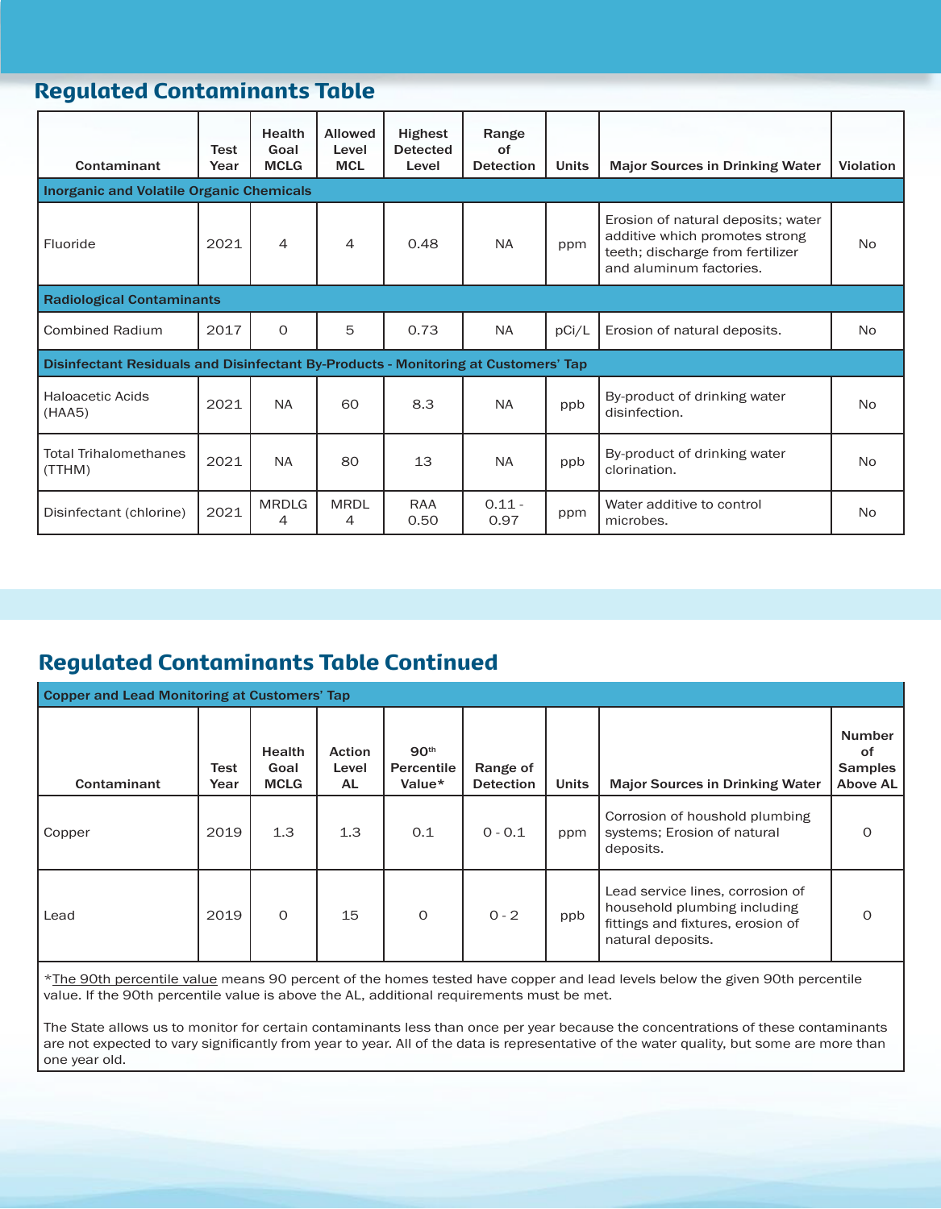## Regulated Contaminants Table

| Contaminant | Test Year | Health Goal MCLG | Allowed Level MCL | Highest Detected Level | Range of Detection | Units | Major Sources in Drinking Water | Violation |
|---|---|---|---|---|---|---|---|---|
| **Inorganic and Volatile Organic Chemicals** | | | | | | | | |
| Fluoride | 2021 | 4 | 4 | 0.48 | NA | ppm | Erosion of natural deposits; water additive which promotes strong teeth; discharge from fertilizer and aluminum factories. | No |
| **Radiological Contaminants** | | | | | | | | |
| Combined Radium | 2017 | 0 | 5 | 0.73 | NA | pCi/L | Erosion of natural deposits. | No |
| **Disinfectant Residuals and Disinfectant By-Products - Monitoring at Customers' Tap** | | | | | | | | |
| Haloacetic Acids (HAA5) | 2021 | NA | 60 | 8.3 | NA | ppb | By-product of drinking water disinfection. | No |
| Total Trihalomethanes (TTHM) | 2021 | NA | 80 | 13 | NA | ppb | By-product of drinking water clorination. | No |
| Disinfectant (chlorine) | 2021 | MRDLG 4 | MRDL 4 | RAA 0.50 | 0.11 - 0.97 | ppm | Water additive to control microbes. | No |

## Regulated Contaminants Table Continued

| Contaminant | Test Year | Health Goal MCLG | Action Level AL | 90th Percentile Value* | Range of Detection | Units | Major Sources in Drinking Water | Number of Samples Above AL |
|---|---|---|---|---|---|---|---|---|
| **Copper and Lead Monitoring at Customers' Tap** | | | | | | | | |
| Copper | 2019 | 1.3 | 1.3 | 0.1 | 0 - 0.1 | ppm | Corrosion of houshold plumbing systems; Erosion of natural deposits. | 0 |
| Lead | 2019 | 0 | 15 | 0 | 0 - 2 | ppb | Lead service lines, corrosion of household plumbing including fittings and fixtures, erosion of natural deposits. | 0 |

*The 90th percentile value means 90 percent of the homes tested have copper and lead levels below the given 90th percentile value. If the 90th percentile value is above the AL, additional requirements must be met.

The State allows us to monitor for certain contaminants less than once per year because the concentrations of these contaminants are not expected to vary significantly from year to year. All of the data is representative of the water quality, but some are more than one year old.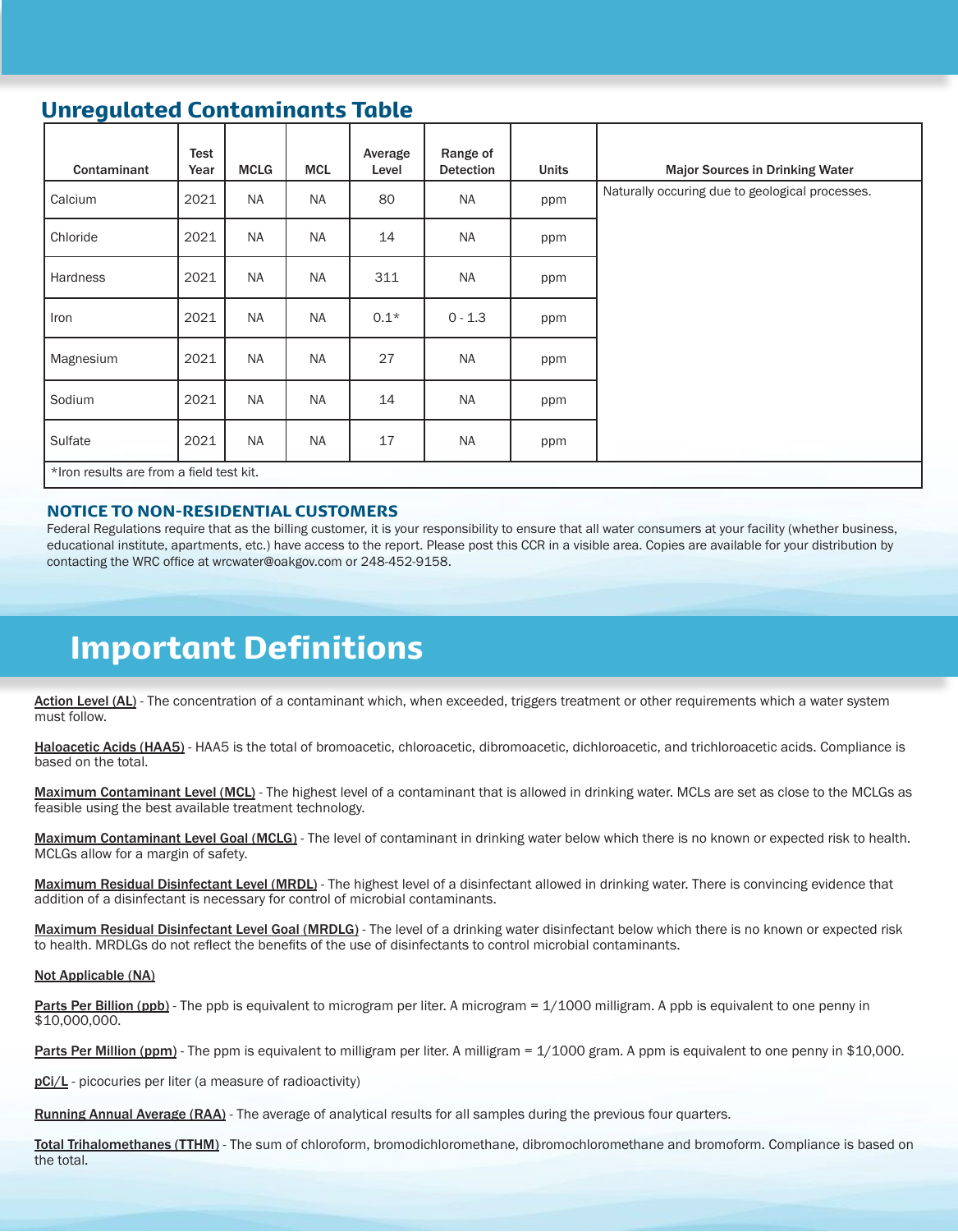## Unregulated Contaminants Table

| Contaminant | Test Year | MCLG | MCL | Average Level | Range of Detection | Units | Major Sources in Drinking Water |
|---|---|---|---|---|---|---|---|
| Calcium | 2021 | NA | NA | 80 | NA | ppm | Naturally occuring due to geological processes. |
| Chloride | 2021 | NA | NA | 14 | NA | ppm | |
| Hardness | 2021 | NA | NA | 311 | NA | ppm | |
| Iron | 2021 | NA | NA | 0.1* | 0 - 1.3 | ppm | |
| Magnesium | 2021 | NA | NA | 27 | NA | ppm | |
| Sodium | 2021 | NA | NA | 14 | NA | ppm | |
| Sulfate | 2021 | NA | NA | 17 | NA | ppm | |

*Iron results are from a field test kit.

### NOTICE TO NON-RESIDENTIAL CUSTOMERS

Federal Regulations require that as the billing customer, it is your responsibility to ensure that all water consumers at your facility (whether business, educational institute, apartments, etc.) have access to the report. Please post this CCR in a visible area. Copies are available for your distribution by contacting the WRC office at wrcwater@oakgov.com or 248-452-9158.

# Important Definitions

**Action Level (AL)** - The concentration of a contaminant which, when exceeded, triggers treatment or other requirements which a water system must follow.

**Haloacetic Acids (HAA5)** - HAA5 is the total of bromoacetic, chloroacetic, dibromoacetic, dichloroacetic, and trichloroacetic acids. Compliance is based on the total.

**Maximum Contaminant Level (MCL)** - The highest level of a contaminant that is allowed in drinking water. MCLs are set as close to the MCLGs as feasible using the best available treatment technology.

**Maximum Contaminant Level Goal (MCLG)** - The level of contaminant in drinking water below which there is no known or expected risk to health. MCLGs allow for a margin of safety.

**Maximum Residual Disinfectant Level (MRDL)** - The highest level of a disinfectant allowed in drinking water. There is convincing evidence that addition of a disinfectant is necessary for control of microbial contaminants.

**Maximum Residual Disinfectant Level Goal (MRDLG)** - The level of a drinking water disinfectant below which there is no known or expected risk to health. MRDLGs do not reflect the benefits of the use of disinfectants to control microbial contaminants.

**Not Applicable (NA)**

**Parts Per Billion (ppb)** - The ppb is equivalent to microgram per liter. A microgram = 1/1000 milligram. A ppb is equivalent to one penny in $10,000,000.

**Parts Per Million (ppm)** - The ppm is equivalent to milligram per liter. A milligram = 1/1000 gram. A ppm is equivalent to one penny in $10,000.

**pCi/L** - picocuries per liter (a measure of radioactivity)

**Running Annual Average (RAA)** - The average of analytical results for all samples during the previous four quarters.

**Total Trihalomethanes (TTHM)** - The sum of chloroform, bromodichloromethane, dibromochloromethane and bromoform. Compliance is based on the total.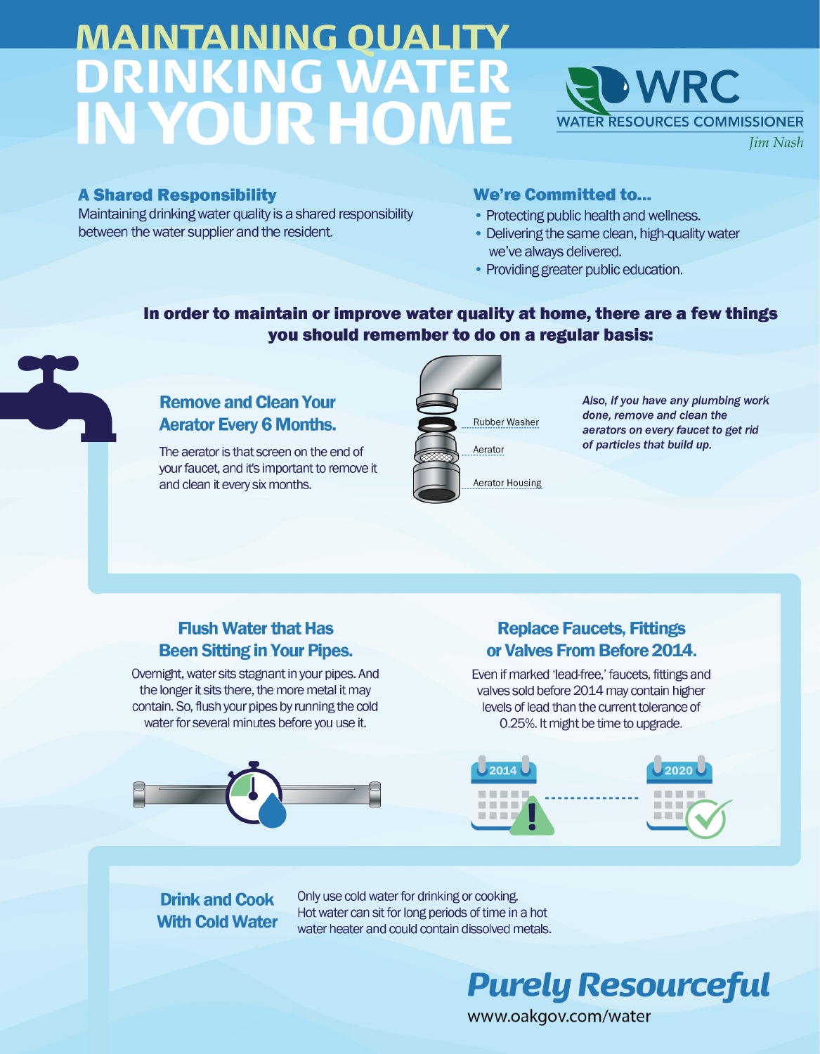# MAINTAINING QUALITY DRINKING WATER IN YOUR HOME

WRC
WATER RESOURCES COMMISSIONER
*Jim Nash*

## A Shared Responsibility

Maintaining drinking water quality is a shared responsibility between the water supplier and the resident.

## We're Committed to...

- Protecting public health and wellness.
- Delivering the same clean, high-quality water we've always delivered.
- Providing greater public education.

**In order to maintain or improve water quality at home, there are a few things you should remember to do on a regular basis:**

### Remove and Clean Your Aerator Every 6 Months.

The aerator is that screen on the end of your faucet, and it's important to remove it and clean it every six months.

Rubber Washer

Aerator

Aerator Housing

***Also, if you have any plumbing work done, remove and clean the aerators on every faucet to get rid of particles that build up.***

### Flush Water that Has Been Sitting in Your Pipes.

Overnight, water sits stagnant in your pipes. And the longer it sits there, the more metal it may contain. So, flush your pipes by running the cold water for several minutes before you use it.

### Replace Faucets, Fittings or Valves From Before 2014.

Even if marked 'lead-free,' faucets, fittings and valves sold before 2014 may contain higher levels of lead than the current tolerance of 0.25%. It might be time to upgrade.

2014

2020

### Drink and Cook With Cold Water

Only use cold water for drinking or cooking. Hot water can sit for long periods of time in a hot water heater and could contain dissolved metals.

***Purely Resourceful***

www.oakgov.com/water